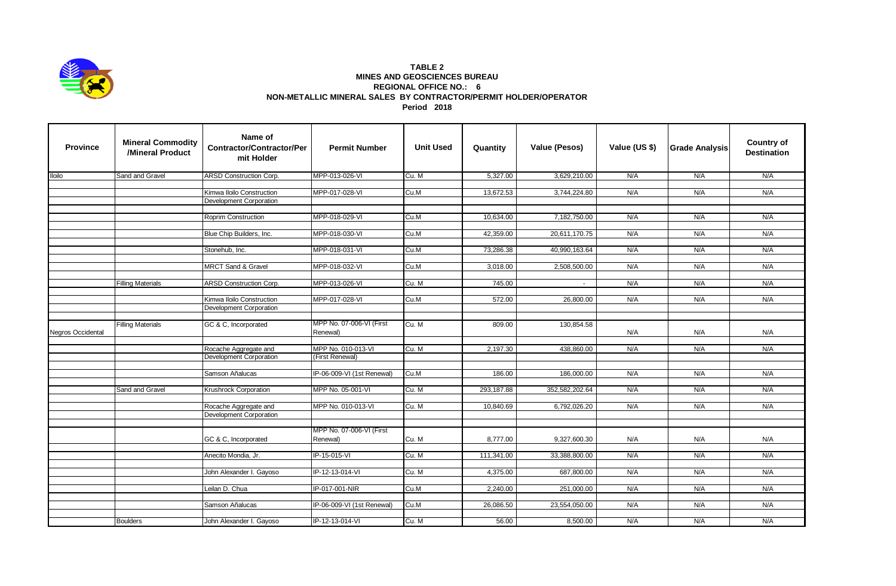# TABLE 2
## MINES AND GEOSCIENCES BUREAU
## REGIONAL OFFICE NO.: 6
## NON-METALLIC MINERAL SALES BY CONTRACTOR/PERMIT HOLDER/OPERATOR
### Period 2018

| Province | Mineral Commodity /Mineral Product | Name of Contractor/Contractor/Permit Holder | Permit Number | Unit Used | Quantity | Value (Pesos) | Value (US $) | Grade Analysis | Country of Destination |
|---|---|---|---|---|---|---|---|---|---|
| Iloilo | Sand and Gravel | ARSD Construction Corp. | MPP-013-026-VI | Cu. M | 5,327.00 | 3,629,210.00 | N/A | N/A | N/A |
| | | Kimwa Iloilo Construction Development Corporation | MPP-017-028-VI | Cu.M | 13,672.53 | 3,744,224.80 | N/A | N/A | N/A |
| | | Roprim Construction | MPP-018-029-VI | Cu.M | 10,634.00 | 7,182,750.00 | N/A | N/A | N/A |
| | | Blue Chip Builders, Inc. | MPP-018-030-VI | Cu.M | 42,359.00 | 20,611,170.75 | N/A | N/A | N/A |
| | | Stonehub, Inc. | MPP-018-031-VI | Cu.M | 73,286.38 | 40,990,163.64 | N/A | N/A | N/A |
| | | MRCT Sand & Gravel | MPP-018-032-VI | Cu.M | 3,018.00 | 2,508,500.00 | N/A | N/A | N/A |
| | Filling Materials | ARSD Construction Corp. | MPP-013-026-VI | Cu. M | 745.00 | - | N/A | N/A | N/A |
| | | Kimwa Iloilo Construction Development Corporation | MPP-017-028-VI | Cu.M | 572.00 | 26,800.00 | N/A | N/A | N/A |
| Negros Occidental | Filling Materials | GC & C, Incorporated | MPP No. 07-006-VI (First Renewal) | Cu. M | 809.00 | 130,854.58 | N/A | N/A | N/A |
| | | Rocache Aggregate and Development Corporation | MPP No. 010-013-VI (First Renewal) | Cu. M | 2,197.30 | 438,860.00 | N/A | N/A | N/A |
| | | Samson Añalucas | IP-06-009-VI (1st Renewal) | Cu.M | 186.00 | 186,000.00 | N/A | N/A | N/A |
| | Sand and Gravel | Krushrock Corporation | MPP No. 05-001-VI | Cu. M | 293,187.88 | 352,582,202.64 | N/A | N/A | N/A |
| | | Rocache Aggregate and Development Corporation | MPP No. 010-013-VI | Cu. M | 10,840.69 | 6,792,026.20 | N/A | N/A | N/A |
| | | GC & C, Incorporated | MPP No. 07-006-VI (First Renewal) | Cu. M | 8,777.00 | 9,327,600.30 | N/A | N/A | N/A |
| | | Anecito Mondia, Jr. | IP-15-015-VI | Cu. M | 111,341.00 | 33,388,800.00 | N/A | N/A | N/A |
| | | John Alexander I. Gayoso | IP-12-13-014-VI | Cu. M | 4,375.00 | 687,800.00 | N/A | N/A | N/A |
| | | Leilan D. Chua | IP-017-001-NIR | Cu.M | 2,240.00 | 251,000.00 | N/A | N/A | N/A |
| | | Samson Añalucas | IP-06-009-VI (1st Renewal) | Cu.M | 26,086.50 | 23,554,050.00 | N/A | N/A | N/A |
| | Boulders | John Alexander I. Gayoso | IP-12-13-014-VI | Cu. M | 56.00 | 8,500.00 | N/A | N/A | N/A |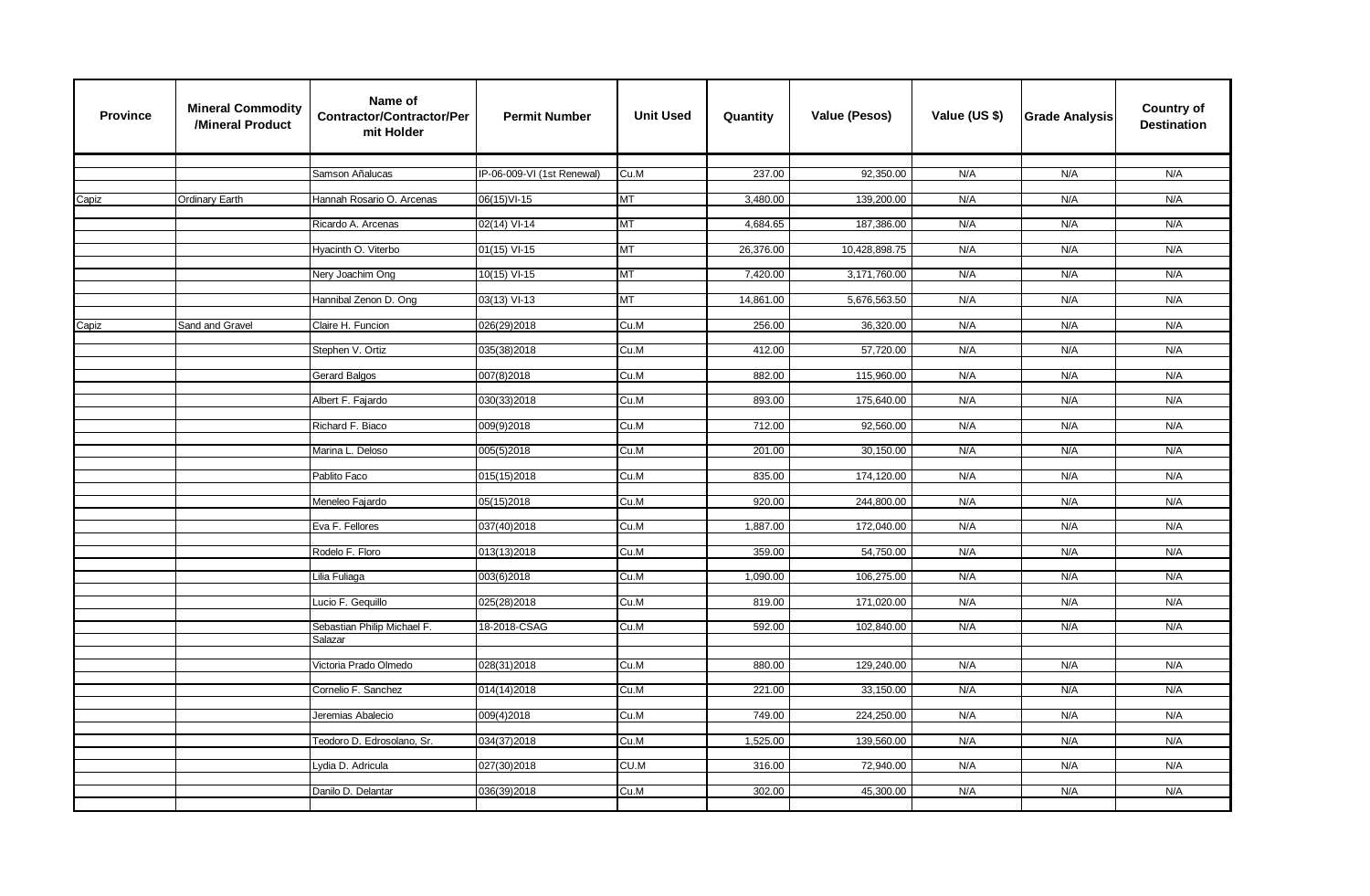| Province | Mineral Commodity /Mineral Product | Name of Contractor/Contractor/Permit Holder | Permit Number | Unit Used | Quantity | Value (Pesos) | Value (US $) | Grade Analysis | Country of Destination |
|---|---|---|---|---|---|---|---|---|---|
| | | Samson Añalucas | IP-06-009-VI (1st Renewal) | Cu.M | 237.00 | 92,350.00 | N/A | N/A | N/A |
| Capiz | Ordinary Earth | Hannah Rosario O. Arcenas | 06(15)VI-15 | MT | 3,480.00 | 139,200.00 | N/A | N/A | N/A |
| | | Ricardo A. Arcenas | 02(14) VI-14 | MT | 4,684.65 | 187,386.00 | N/A | N/A | N/A |
| | | Hyacinth O. Viterbo | 01(15) VI-15 | MT | 26,376.00 | 10,428,898.75 | N/A | N/A | N/A |
| | | Nery Joachim Ong | 10(15) VI-15 | MT | 7,420.00 | 3,171,760.00 | N/A | N/A | N/A |
| | | Hannibal Zenon D. Ong | 03(13) VI-13 | MT | 14,861.00 | 5,676,563.50 | N/A | N/A | N/A |
| Capiz | Sand and Gravel | Claire H. Funcion | 026(29)2018 | Cu.M | 256.00 | 36,320.00 | N/A | N/A | N/A |
| | | Stephen V. Ortiz | 035(38)2018 | Cu.M | 412.00 | 57,720.00 | N/A | N/A | N/A |
| | | Gerard Balgos | 007(8)2018 | Cu.M | 882.00 | 115,960.00 | N/A | N/A | N/A |
| | | Albert F. Fajardo | 030(33)2018 | Cu.M | 893.00 | 175,640.00 | N/A | N/A | N/A |
| | | Richard F. Biaco | 009(9)2018 | Cu.M | 712.00 | 92,560.00 | N/A | N/A | N/A |
| | | Marina L. Deloso | 005(5)2018 | Cu.M | 201.00 | 30,150.00 | N/A | N/A | N/A |
| | | Pablito Faco | 015(15)2018 | Cu.M | 835.00 | 174,120.00 | N/A | N/A | N/A |
| | | Meneleo Fajardo | 05(15)2018 | Cu.M | 920.00 | 244,800.00 | N/A | N/A | N/A |
| | | Eva F. Fellores | 037(40)2018 | Cu.M | 1,887.00 | 172,040.00 | N/A | N/A | N/A |
| | | Rodelo F. Floro | 013(13)2018 | Cu.M | 359.00 | 54,750.00 | N/A | N/A | N/A |
| | | Lilia Fuliaga | 003(6)2018 | Cu.M | 1,090.00 | 106,275.00 | N/A | N/A | N/A |
| | | Lucio F. Gequillo | 025(28)2018 | Cu.M | 819.00 | 171,020.00 | N/A | N/A | N/A |
| | | Sebastian Philip Michael F. Salazar | 18-2018-CSAG | Cu.M | 592.00 | 102,840.00 | N/A | N/A | N/A |
| | | Victoria Prado Olmedo | 028(31)2018 | Cu.M | 880.00 | 129,240.00 | N/A | N/A | N/A |
| | | Cornelio F. Sanchez | 014(14)2018 | Cu.M | 221.00 | 33,150.00 | N/A | N/A | N/A |
| | | Jeremias Abalecio | 009(4)2018 | Cu.M | 749.00 | 224,250.00 | N/A | N/A | N/A |
| | | Teodoro D. Edrosolano, Sr. | 034(37)2018 | Cu.M | 1,525.00 | 139,560.00 | N/A | N/A | N/A |
| | | Lydia D. Adricula | 027(30)2018 | CU.M | 316.00 | 72,940.00 | N/A | N/A | N/A |
| | | Danilo D. Delantar | 036(39)2018 | Cu.M | 302.00 | 45,300.00 | N/A | N/A | N/A |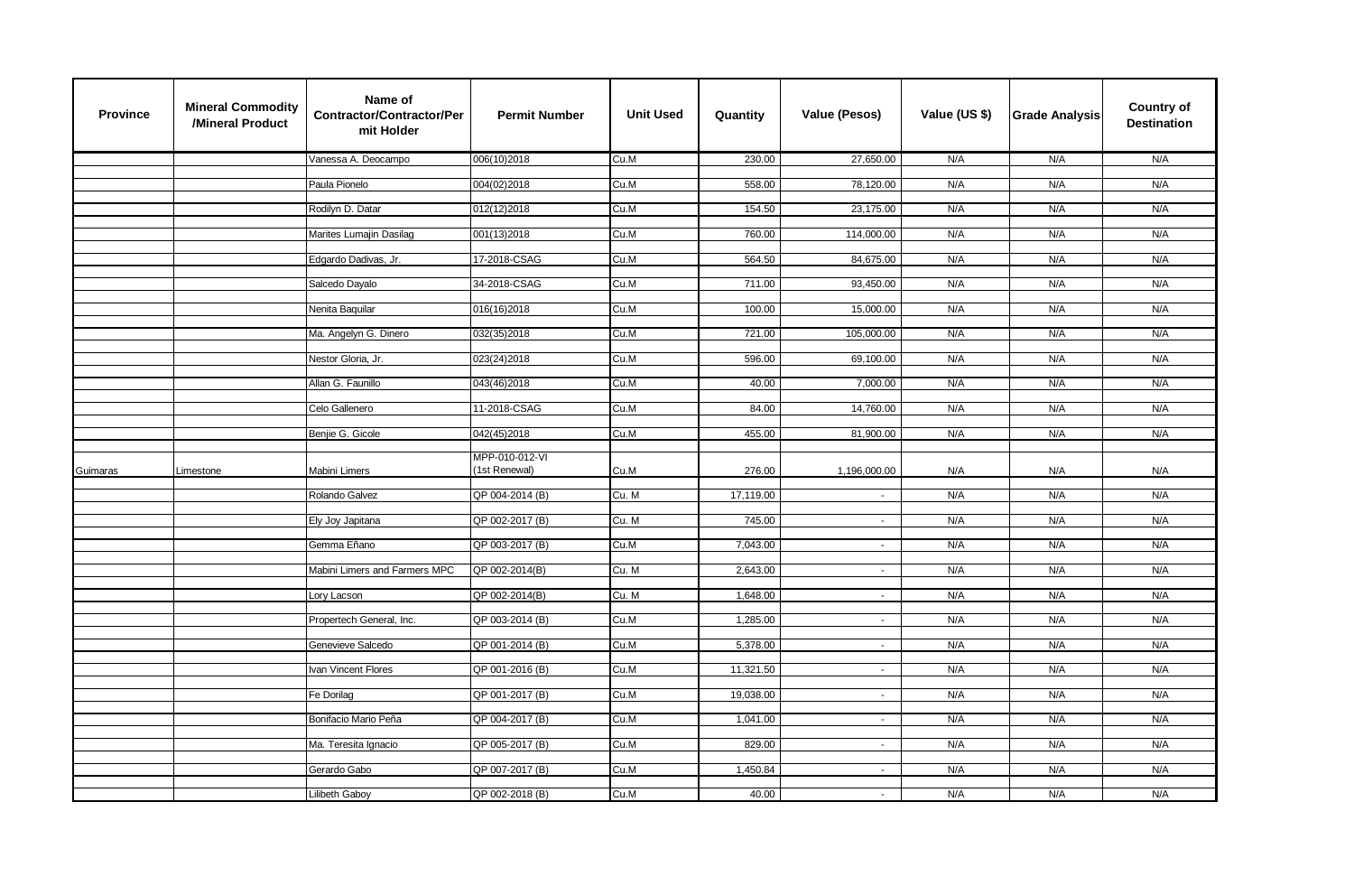| Province | Mineral Commodity /Mineral Product | Name of Contractor/Contractor/Permit Holder | Permit Number | Unit Used | Quantity | Value (Pesos) | Value (US $) | Grade Analysis | Country of Destination |
|---|---|---|---|---|---|---|---|---|---|
| | | Vanessa A. Deocampo | 006(10)2018 | Cu.M | 230.00 | 27,650.00 | N/A | N/A | N/A |
| | | Paula Pionelo | 004(02)2018 | Cu.M | 558.00 | 78,120.00 | N/A | N/A | N/A |
| | | Rodilyn D. Datar | 012(12)2018 | Cu.M | 154.50 | 23,175.00 | N/A | N/A | N/A |
| | | Marites Lumajin Dasilag | 001(13)2018 | Cu.M | 760.00 | 114,000.00 | N/A | N/A | N/A |
| | | Edgardo Dadivas, Jr. | 17-2018-CSAG | Cu.M | 564.50 | 84,675.00 | N/A | N/A | N/A |
| | | Salcedo Dayalo | 34-2018-CSAG | Cu.M | 711.00 | 93,450.00 | N/A | N/A | N/A |
| | | Nenita Baquilar | 016(16)2018 | Cu.M | 100.00 | 15,000.00 | N/A | N/A | N/A |
| | | Ma. Angelyn G. Dinero | 032(35)2018 | Cu.M | 721.00 | 105,000.00 | N/A | N/A | N/A |
| | | Nestor Gloria, Jr. | 023(24)2018 | Cu.M | 596.00 | 69,100.00 | N/A | N/A | N/A |
| | | Allan G. Faunillo | 043(46)2018 | Cu.M | 40.00 | 7,000.00 | N/A | N/A | N/A |
| | | Celo Gallenero | 11-2018-CSAG | Cu.M | 84.00 | 14,760.00 | N/A | N/A | N/A |
| | | Benjie G. Gicole | 042(45)2018 | Cu.M | 455.00 | 81,900.00 | N/A | N/A | N/A |
| Guimaras | Limestone | Mabini Limers | MPP-010-012-VI (1st Renewal) | Cu.M | 276.00 | 1,196,000.00 | N/A | N/A | N/A |
| | | Rolando Galvez | QP 004-2014 (B) | Cu. M | 17,119.00 | - | N/A | N/A | N/A |
| | | Ely Joy Japitana | QP 002-2017 (B) | Cu. M | 745.00 | - | N/A | N/A | N/A |
| | | Gemma Eñano | QP 003-2017 (B) | Cu.M | 7,043.00 | - | N/A | N/A | N/A |
| | | Mabini Limers and Farmers MPC | QP 002-2014(B) | Cu. M | 2,643.00 | - | N/A | N/A | N/A |
| | | Lory Lacson | QP 002-2014(B) | Cu. M | 1,648.00 | - | N/A | N/A | N/A |
| | | Propertech General, Inc. | QP 003-2014 (B) | Cu.M | 1,285.00 | - | N/A | N/A | N/A |
| | | Genevieve Salcedo | QP 001-2014 (B) | Cu.M | 5,378.00 | - | N/A | N/A | N/A |
| | | Ivan Vincent Flores | QP 001-2016 (B) | Cu.M | 11,321.50 | - | N/A | N/A | N/A |
| | | Fe Dorilag | QP 001-2017 (B) | Cu.M | 19,038.00 | - | N/A | N/A | N/A |
| | | Bonifacio Mario Peña | QP 004-2017 (B) | Cu.M | 1,041.00 | - | N/A | N/A | N/A |
| | | Ma. Teresita Ignacio | QP 005-2017 (B) | Cu.M | 829.00 | - | N/A | N/A | N/A |
| | | Gerardo Gabo | QP 007-2017 (B) | Cu.M | 1,450.84 | - | N/A | N/A | N/A |
| | | Lilibeth Gaboy | QP 002-2018 (B) | Cu.M | 40.00 | - | N/A | N/A | N/A |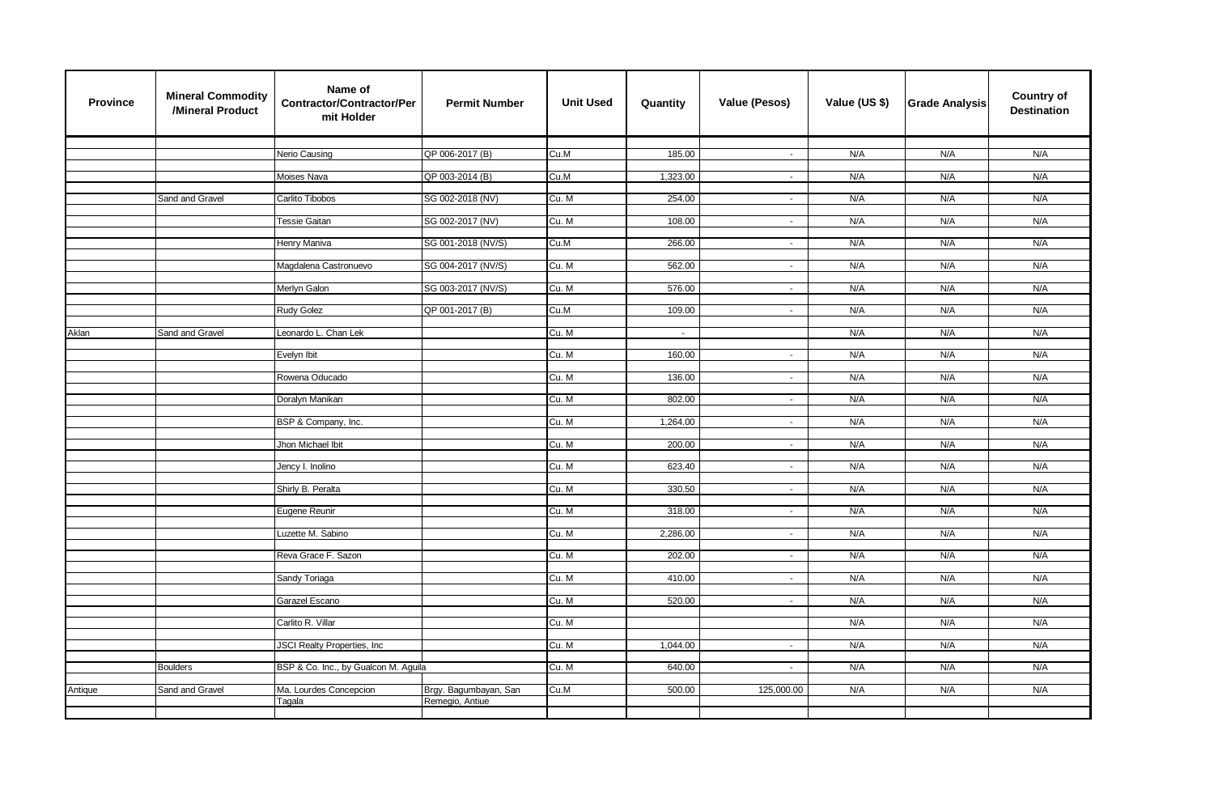| Province | Mineral Commodity /Mineral Product | Name of Contractor/Contractor/Permit Holder | Permit Number | Unit Used | Quantity | Value (Pesos) | Value (US $) | Grade Analysis | Country of Destination |
|---|---|---|---|---|---|---|---|---|---|
| | | Nerio Causing | QP 006-2017 (B) | Cu.M | 185.00 | - | N/A | N/A | N/A |
| | | Moises Nava | QP 003-2014 (B) | Cu.M | 1,323.00 | - | N/A | N/A | N/A |
| | Sand and Gravel | Carlito Tibobos | SG 002-2018 (NV) | Cu. M | 254.00 | - | N/A | N/A | N/A |
| | | Tessie Gaitan | SG 002-2017 (NV) | Cu. M | 108.00 | - | N/A | N/A | N/A |
| | | Henry Maniva | SG 001-2018 (NV/S) | Cu.M | 266.00 | - | N/A | N/A | N/A |
| | | Magdalena Castronuevo | SG 004-2017 (NV/S) | Cu. M | 562.00 | - | N/A | N/A | N/A |
| | | Merlyn Galon | SG 003-2017 (NV/S) | Cu. M | 576.00 | - | N/A | N/A | N/A |
| | | Rudy Golez | QP 001-2017 (B) | Cu.M | 109.00 | - | N/A | N/A | N/A |
| Aklan | Sand and Gravel | Leonardo L. Chan Lek | | Cu. M | - | | N/A | N/A | N/A |
| | | Evelyn Ibit | | Cu. M | 160.00 | - | N/A | N/A | N/A |
| | | Rowena Oducado | | Cu. M | 136.00 | - | N/A | N/A | N/A |
| | | Doralyn Manikan | | Cu. M | 802.00 | - | N/A | N/A | N/A |
| | | BSP & Company, Inc. | | Cu. M | 1,264.00 | - | N/A | N/A | N/A |
| | | Jhon Michael Ibit | | Cu. M | 200.00 | - | N/A | N/A | N/A |
| | | Jency I. Inolino | | Cu. M | 623.40 | - | N/A | N/A | N/A |
| | | Shirly B. Peralta | | Cu. M | 330.50 | - | N/A | N/A | N/A |
| | | Eugene Reunir | | Cu. M | 318.00 | - | N/A | N/A | N/A |
| | | Luzette M. Sabino | | Cu. M | 2,286.00 | - | N/A | N/A | N/A |
| | | Reva Grace F. Sazon | | Cu. M | 202.00 | - | N/A | N/A | N/A |
| | | Sandy Toriaga | | Cu. M | 410.00 | - | N/A | N/A | N/A |
| | | Garazel Escano | | Cu. M | 520.00 | - | N/A | N/A | N/A |
| | | Carlito R. Villar | | Cu. M | | | N/A | N/A | N/A |
| | | JSCI Realty Properties, Inc | | Cu. M | 1,044.00 | - | N/A | N/A | N/A |
| | Boulders | BSP & Co. Inc., by Gualcon M. Aguila | | Cu. M | 640.00 | - | N/A | N/A | N/A |
| Antique | Sand and Gravel | Ma. Lourdes Concepcion Tagala | Brgy. Bagumbayan, San Remegio, Antiue | Cu.M | 500.00 | 125,000.00 | N/A | N/A | N/A |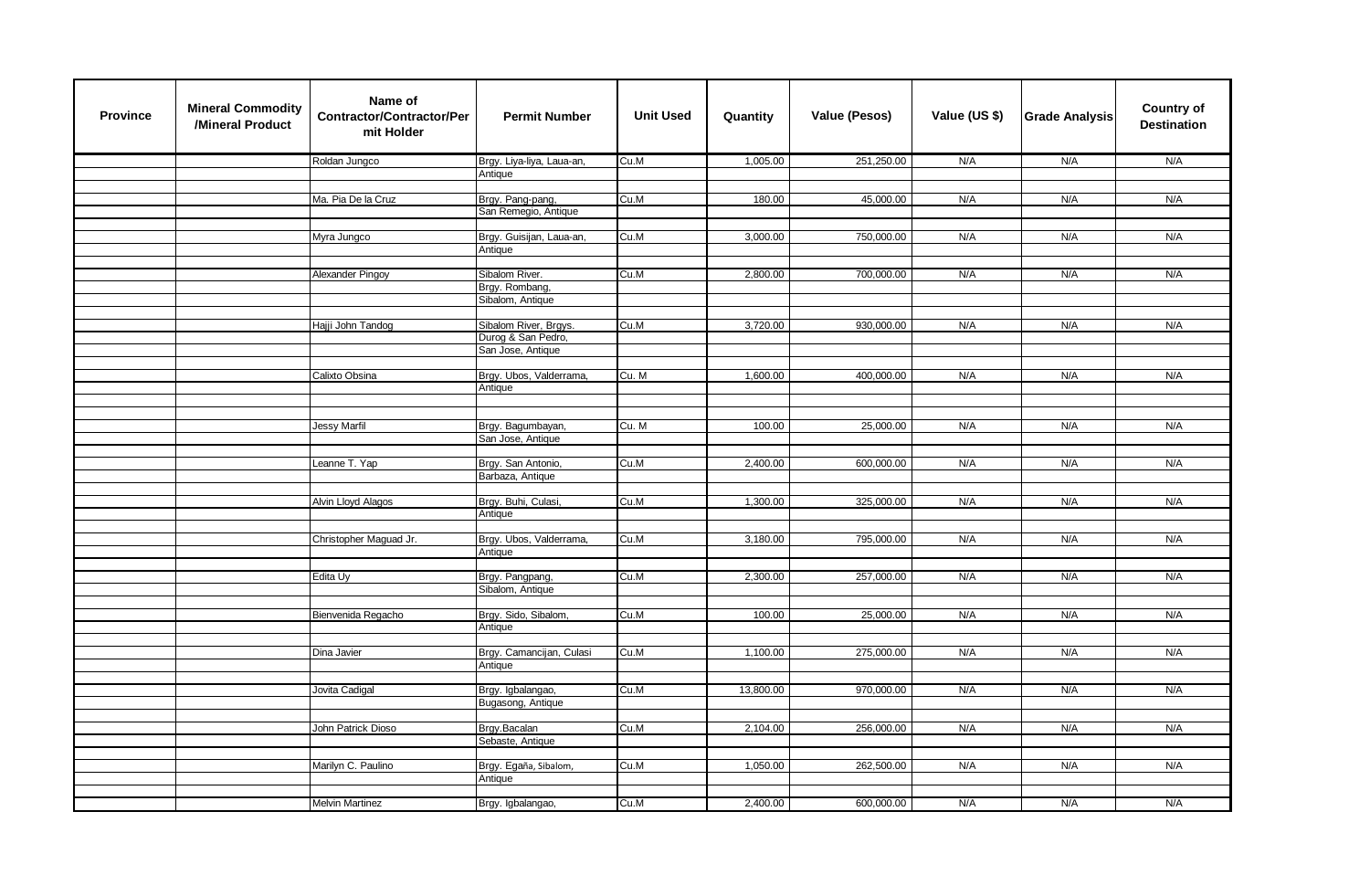| Province | Mineral Commodity /Mineral Product | Name of Contractor/Contractor/Permit Holder | Permit Number | Unit Used | Quantity | Value (Pesos) | Value (US $) | Grade Analysis | Country of Destination |
|---|---|---|---|---|---|---|---|---|---|
| | | Roldan Jungco | Brgy. Liya-liya, Laua-an, Antique | Cu.M | 1,005.00 | 251,250.00 | N/A | N/A | N/A |
| | | Ma. Pia De la Cruz | Brgy. Pang-pang, San Remegio, Antique | Cu.M | 180.00 | 45,000.00 | N/A | N/A | N/A |
| | | Myra Jungco | Brgy. Guisijan, Laua-an, Antique | Cu.M | 3,000.00 | 750,000.00 | N/A | N/A | N/A |
| | | Alexander Pingoy | Sibalom River. Brgy. Rombang, Sibalom, Antique | Cu.M | 2,800.00 | 700,000.00 | N/A | N/A | N/A |
| | | Hajji John Tandog | Sibalom River, Brgys. Durog & San Pedro, San Jose, Antique | Cu.M | 3,720.00 | 930,000.00 | N/A | N/A | N/A |
| | | Calixto Obsina | Brgy. Ubos, Valderrama, Antique | Cu. M | 1,600.00 | 400,000.00 | N/A | N/A | N/A |
| | | Jessy Marfil | Brgy. Bagumbayan, San Jose, Antique | Cu. M | 100.00 | 25,000.00 | N/A | N/A | N/A |
| | | Leanne T. Yap | Brgy. San Antonio, Barbaza, Antique | Cu.M | 2,400.00 | 600,000.00 | N/A | N/A | N/A |
| | | Alvin Lloyd Alagos | Brgy. Buhi, Culasi, Antique | Cu.M | 1,300.00 | 325,000.00 | N/A | N/A | N/A |
| | | Christopher Maguad Jr. | Brgy. Ubos, Valderrama, Antique | Cu.M | 3,180.00 | 795,000.00 | N/A | N/A | N/A |
| | | Edita Uy | Brgy. Pangpang, Sibalom, Antique | Cu.M | 2,300.00 | 257,000.00 | N/A | N/A | N/A |
| | | Bienvenida Regacho | Brgy. Sido, Sibalom, Antique | Cu.M | 100.00 | 25,000.00 | N/A | N/A | N/A |
| | | Dina Javier | Brgy. Camancijan, Culasi Antique | Cu.M | 1,100.00 | 275,000.00 | N/A | N/A | N/A |
| | | Jovita Cadigal | Brgy. Igbalangao, Bugasong, Antique | Cu.M | 13,800.00 | 970,000.00 | N/A | N/A | N/A |
| | | John Patrick Dioso | Brgy.Bacalan Sebaste, Antique | Cu.M | 2,104.00 | 256,000.00 | N/A | N/A | N/A |
| | | Marilyn C. Paulino | Brgy. Egaña, Sibalom, Antique | Cu.M | 1,050.00 | 262,500.00 | N/A | N/A | N/A |
| | | Melvin Martinez | Brgy. Igbalangao, | Cu.M | 2,400.00 | 600,000.00 | N/A | N/A | N/A |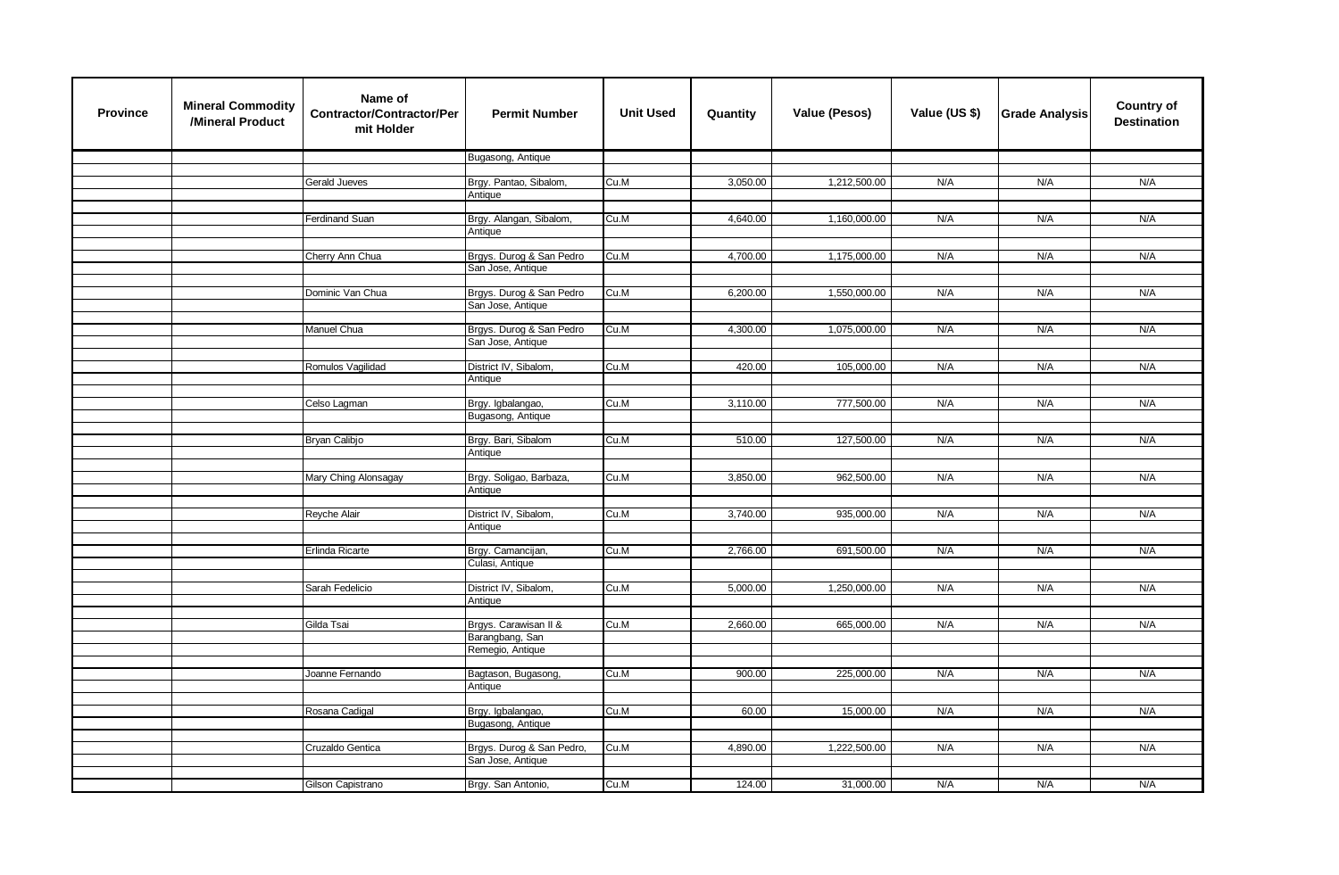| Province | Mineral Commodity /Mineral Product | Name of Contractor/Contractor/Permit Holder | Permit Number | Unit Used | Quantity | Value (Pesos) | Value (US $) | Grade Analysis | Country of Destination |
|---|---|---|---|---|---|---|---|---|---|
| | | | Bugasong, Antique | | | | | | |
| | | Gerald Jueves | Brgy. Pantao, Sibalom, Antique | Cu.M | 3,050.00 | 1,212,500.00 | N/A | N/A | N/A |
| | | Ferdinand Suan | Brgy. Alangan, Sibalom, Antique | Cu.M | 4,640.00 | 1,160,000.00 | N/A | N/A | N/A |
| | | Cherry Ann Chua | Brgys. Durog & San Pedro San Jose, Antique | Cu.M | 4,700.00 | 1,175,000.00 | N/A | N/A | N/A |
| | | Dominic Van Chua | Brgys. Durog & San Pedro San Jose, Antique | Cu.M | 6,200.00 | 1,550,000.00 | N/A | N/A | N/A |
| | | Manuel Chua | Brgys. Durog & San Pedro San Jose, Antique | Cu.M | 4,300.00 | 1,075,000.00 | N/A | N/A | N/A |
| | | Romulos Vagilidad | District IV, Sibalom, Antique | Cu.M | 420.00 | 105,000.00 | N/A | N/A | N/A |
| | | Celso Lagman | Brgy. Igbalangao, Bugasong, Antique | Cu.M | 3,110.00 | 777,500.00 | N/A | N/A | N/A |
| | | Bryan Calibjo | Brgy. Bari, Sibalom Antique | Cu.M | 510.00 | 127,500.00 | N/A | N/A | N/A |
| | | Mary Ching Alonsagay | Brgy. Soligao, Barbaza, Antique | Cu.M | 3,850.00 | 962,500.00 | N/A | N/A | N/A |
| | | Reyche Alair | District IV, Sibalom, Antique | Cu.M | 3,740.00 | 935,000.00 | N/A | N/A | N/A |
| | | Erlinda Ricarte | Brgy. Camancijan, Culasi, Antique | Cu.M | 2,766.00 | 691,500.00 | N/A | N/A | N/A |
| | | Sarah Fedelicio | District IV, Sibalom, Antique | Cu.M | 5,000.00 | 1,250,000.00 | N/A | N/A | N/A |
| | | Gilda Tsai | Brgys. Carawisan II & Barangbang, San Remegio, Antique | Cu.M | 2,660.00 | 665,000.00 | N/A | N/A | N/A |
| | | Joanne Fernando | Bagtason, Bugasong, Antique | Cu.M | 900.00 | 225,000.00 | N/A | N/A | N/A |
| | | Rosana Cadigal | Brgy. Igbalangao, Bugasong, Antique | Cu.M | 60.00 | 15,000.00 | N/A | N/A | N/A |
| | | Cruzaldo Gentica | Brgys. Durog & San Pedro, San Jose, Antique | Cu.M | 4,890.00 | 1,222,500.00 | N/A | N/A | N/A |
| | | Gilson Capistrano | Brgy. San Antonio, | Cu.M | 124.00 | 31,000.00 | N/A | N/A | N/A |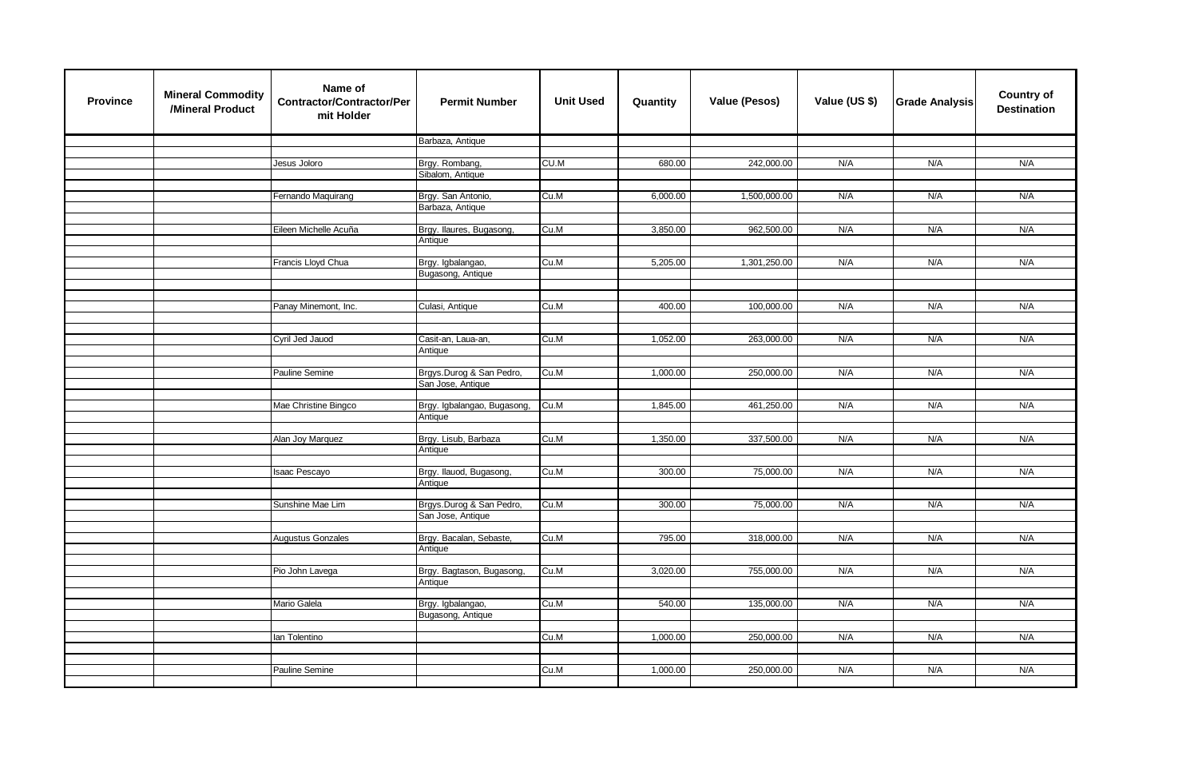| Province | Mineral Commodity /Mineral Product | Name of Contractor/Contractor/Permit Holder | Permit Number | Unit Used | Quantity | Value (Pesos) | Value (US $) | Grade Analysis | Country of Destination |
|---|---|---|---|---|---|---|---|---|---|
| | | | Barbaza, Antique | | | | | | |
| | | Jesus Joloro | Brgy. Rombang, Sibalom, Antique | CU.M | 680.00 | 242,000.00 | N/A | N/A | N/A |
| | | Fernando Maquirang | Brgy. San Antonio, Barbaza, Antique | Cu.M | 6,000.00 | 1,500,000.00 | N/A | N/A | N/A |
| | | Eileen Michelle Acuña | Brgy. Ilaures, Bugasong, Antique | Cu.M | 3,850.00 | 962,500.00 | N/A | N/A | N/A |
| | | Francis Lloyd Chua | Brgy. Igbalangao, Bugasong, Antique | Cu.M | 5,205.00 | 1,301,250.00 | N/A | N/A | N/A |
| | | Panay Minemont, Inc. | Culasi, Antique | Cu.M | 400.00 | 100,000.00 | N/A | N/A | N/A |
| | | Cyril Jed Jauod | Casit-an, Laua-an, Antique | Cu.M | 1,052.00 | 263,000.00 | N/A | N/A | N/A |
| | | Pauline Semine | Brgys.Durog & San Pedro, San Jose, Antique | Cu.M | 1,000.00 | 250,000.00 | N/A | N/A | N/A |
| | | Mae Christine Bingco | Brgy. Igbalangao, Bugasong, Antique | Cu.M | 1,845.00 | 461,250.00 | N/A | N/A | N/A |
| | | Alan Joy Marquez | Brgy. Lisub, Barbaza Antique | Cu.M | 1,350.00 | 337,500.00 | N/A | N/A | N/A |
| | | Isaac Pescayo | Brgy. Ilauod, Bugasong, Antique | Cu.M | 300.00 | 75,000.00 | N/A | N/A | N/A |
| | | Sunshine Mae Lim | Brgys.Durog & San Pedro, San Jose, Antique | Cu.M | 300.00 | 75,000.00 | N/A | N/A | N/A |
| | | Augustus Gonzales | Brgy. Bacalan, Sebaste, Antique | Cu.M | 795.00 | 318,000.00 | N/A | N/A | N/A |
| | | Pio John Lavega | Brgy. Bagtason, Bugasong, Antique | Cu.M | 3,020.00 | 755,000.00 | N/A | N/A | N/A |
| | | Mario Galela | Brgy. Igbalangao, Bugasong, Antique | Cu.M | 540.00 | 135,000.00 | N/A | N/A | N/A |
| | | Ian Tolentino | | Cu.M | 1,000.00 | 250,000.00 | N/A | N/A | N/A |
| | | Pauline Semine | | Cu.M | 1,000.00 | 250,000.00 | N/A | N/A | N/A |